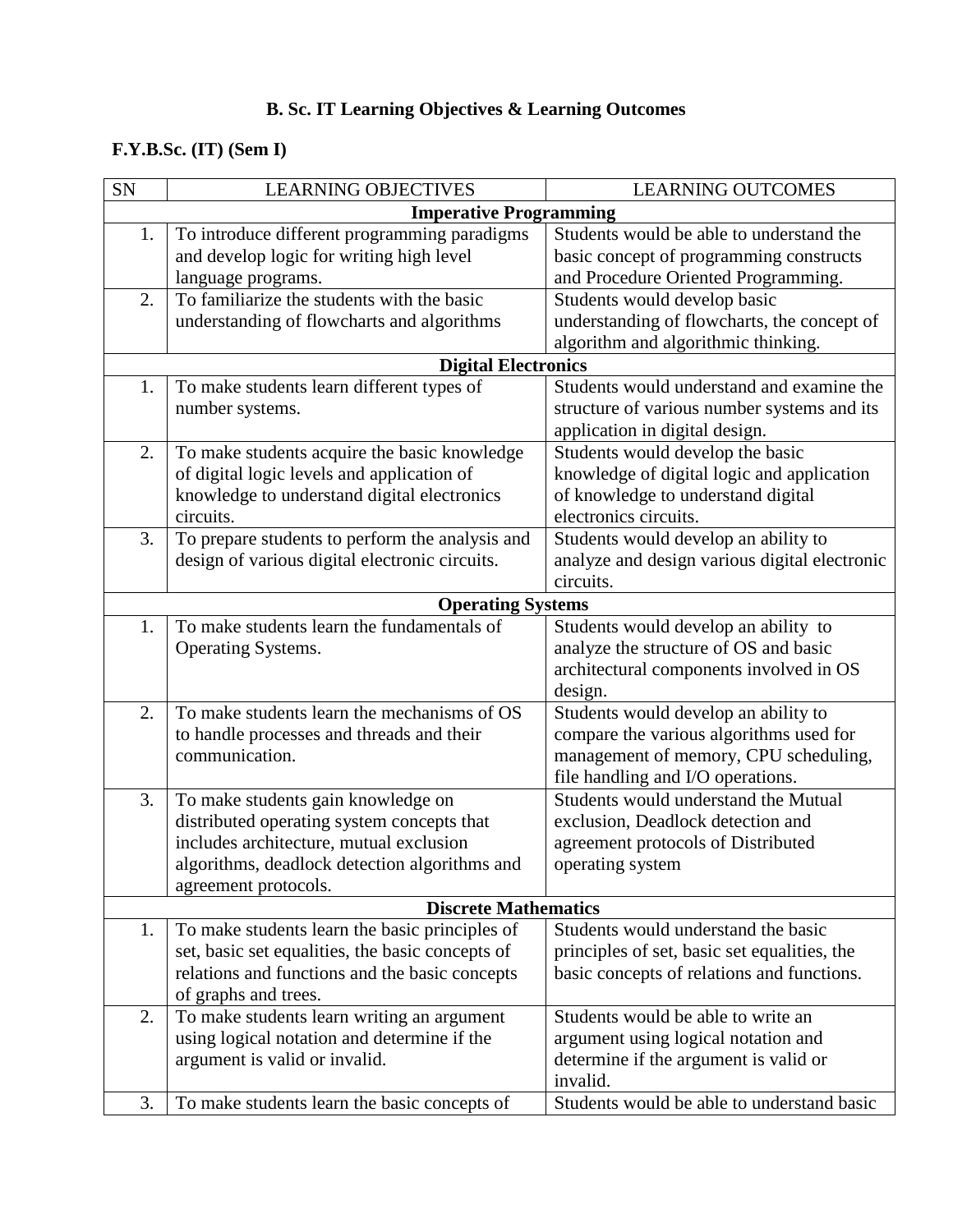# B. Sc. IT Learning Objectives & Learning Outcomes

## F.Y.B.Sc. (IT) (Sem I)

| SN | LEARNING OBJECTIVES | LEARNING OUTCOMES |
|---|---|---|
| **Imperative Programming** | | |
| 1. | To introduce different programming paradigms and develop logic for writing high level language programs. | Students would be able to understand the basic concept of programming constructs and Procedure Oriented Programming. |
| 2. | To familiarize the students with the basic understanding of flowcharts and algorithms | Students would develop basic understanding of flowcharts, the concept of algorithm and algorithmic thinking. |
| **Digital Electronics** | | |
| 1. | To make students learn different types of number systems. | Students would understand and examine the structure of various number systems and its application in digital design. |
| 2. | To make students acquire the basic knowledge of digital logic levels and application of knowledge to understand digital electronics circuits. | Students would develop the basic knowledge of digital logic and application of knowledge to understand digital electronics circuits. |
| 3. | To prepare students to perform the analysis and design of various digital electronic circuits. | Students would develop an ability to analyze and design various digital electronic circuits. |
| **Operating Systems** | | |
| 1. | To make students learn the fundamentals of Operating Systems. | Students would develop an ability to analyze the structure of OS and basic architectural components involved in OS design. |
| 2. | To make students learn the mechanisms of OS to handle processes and threads and their communication. | Students would develop an ability to compare the various algorithms used for management of memory, CPU scheduling, file handling and I/O operations. |
| 3. | To make students gain knowledge on distributed operating system concepts that includes architecture, mutual exclusion algorithms, deadlock detection algorithms and agreement protocols. | Students would understand the Mutual exclusion, Deadlock detection and agreement protocols of Distributed operating system |
| **Discrete Mathematics** | | |
| 1. | To make students learn the basic principles of set, basic set equalities, the basic concepts of relations and functions and the basic concepts of graphs and trees. | Students would understand the basic principles of set, basic set equalities, the basic concepts of relations and functions. |
| 2. | To make students learn writing an argument using logical notation and determine if the argument is valid or invalid. | Students would be able to write an argument using logical notation and determine if the argument is valid or invalid. |
| 3. | To make students learn the basic concepts of | Students would be able to understand basic |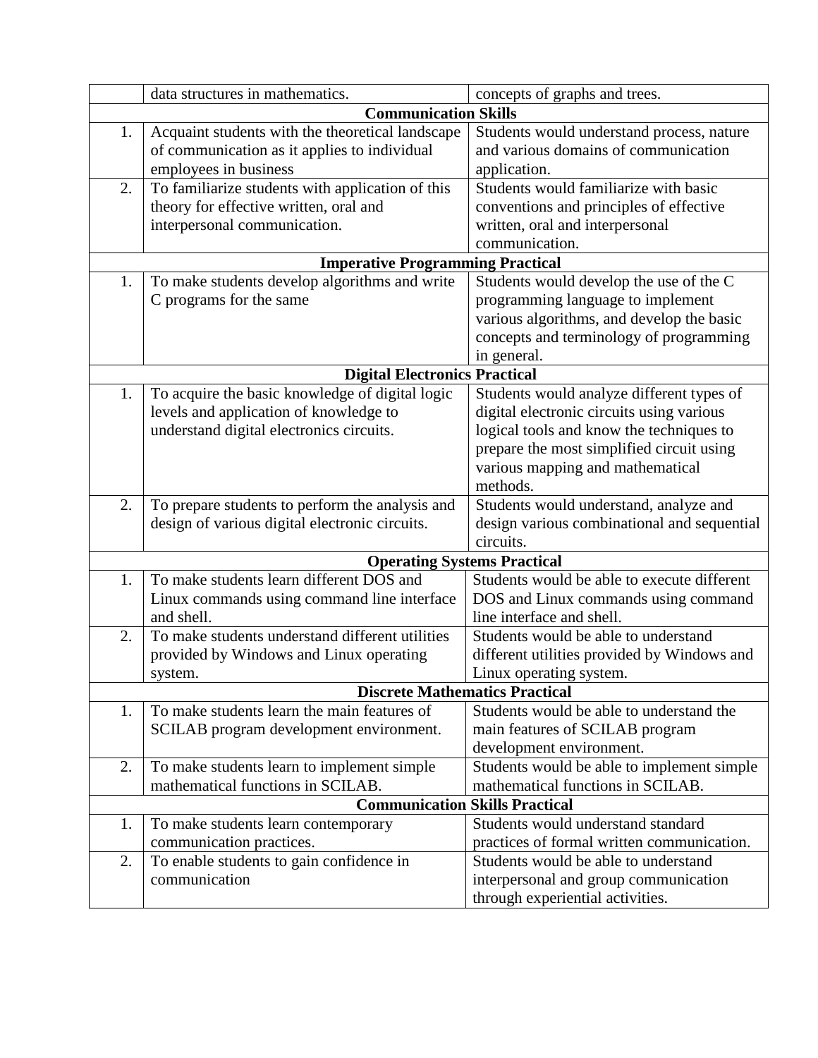| | | |
|---|---|---|
| | data structures in mathematics. | concepts of graphs and trees. |
| **Communication Skills** | | |
| 1. | Acquaint students with the theoretical landscape of communication as it applies to individual employees in business | Students would understand process, nature and various domains of communication application. |
| 2. | To familiarize students with application of this theory for effective written, oral and interpersonal communication. | Students would familiarize with basic conventions and principles of effective written, oral and interpersonal communication. |
| **Imperative Programming Practical** | | |
| 1. | To make students develop algorithms and write C programs for the same | Students would develop the use of the C programming language to implement various algorithms, and develop the basic concepts and terminology of programming in general. |
| **Digital Electronics Practical** | | |
| 1. | To acquire the basic knowledge of digital logic levels and application of knowledge to understand digital electronics circuits. | Students would analyze different types of digital electronic circuits using various logical tools and know the techniques to prepare the most simplified circuit using various mapping and mathematical methods. |
| 2. | To prepare students to perform the analysis and design of various digital electronic circuits. | Students would understand, analyze and design various combinational and sequential circuits. |
| **Operating Systems Practical** | | |
| 1. | To make students learn different DOS and Linux commands using command line interface and shell. | Students would be able to execute different DOS and Linux commands using command line interface and shell. |
| 2. | To make students understand different utilities provided by Windows and Linux operating system. | Students would be able to understand different utilities provided by Windows and Linux operating system. |
| **Discrete Mathematics Practical** | | |
| 1. | To make students learn the main features of SCILAB program development environment. | Students would be able to understand the main features of SCILAB program development environment. |
| 2. | To make students learn to implement simple mathematical functions in SCILAB. | Students would be able to implement simple mathematical functions in SCILAB. |
| **Communication Skills Practical** | | |
| 1. | To make students learn contemporary communication practices. | Students would understand standard practices of formal written communication. |
| 2. | To enable students to gain confidence in communication | Students would be able to understand interpersonal and group communication through experiential activities. |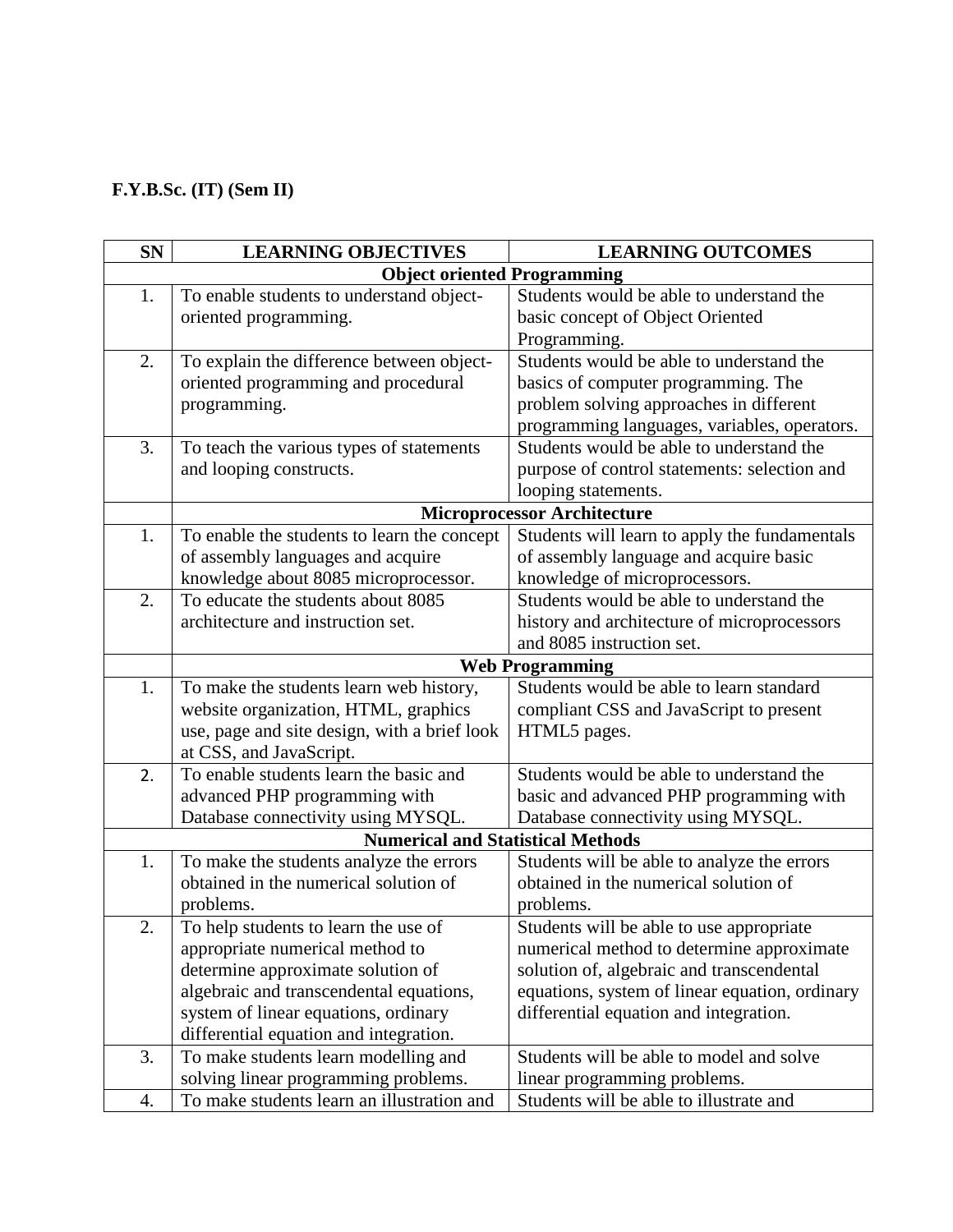**F.Y.B.Sc. (IT) (Sem II)**

| SN | LEARNING OBJECTIVES | LEARNING OUTCOMES |
|---|---|---|
| | **Object oriented Programming** | |
| 1. | To enable students to understand object-oriented programming. | Students would be able to understand the basic concept of Object Oriented Programming. |
| 2. | To explain the difference between object-oriented programming and procedural programming. | Students would be able to understand the basics of computer programming. The problem solving approaches in different programming languages, variables, operators. |
| 3. | To teach the various types of statements and looping constructs. | Students would be able to understand the purpose of control statements: selection and looping statements. |
| | **Microprocessor Architecture** | |
| 1. | To enable the students to learn the concept of assembly languages and acquire knowledge about 8085 microprocessor. | Students will learn to apply the fundamentals of assembly language and acquire basic knowledge of microprocessors. |
| 2. | To educate the students about 8085 architecture and instruction set. | Students would be able to understand the history and architecture of microprocessors and 8085 instruction set. |
| | **Web Programming** | |
| 1. | To make the students learn web history, website organization, HTML, graphics use, page and site design, with a brief look at CSS, and JavaScript. | Students would be able to learn standard compliant CSS and JavaScript to present HTML5 pages. |
| 2. | To enable students learn the basic and advanced PHP programming with Database connectivity using MYSQL. | Students would be able to understand the basic and advanced PHP programming with Database connectivity using MYSQL. |
| | **Numerical and Statistical Methods** | |
| 1. | To make the students analyze the errors obtained in the numerical solution of problems. | Students will be able to analyze the errors obtained in the numerical solution of problems. |
| 2. | To help students to learn the use of appropriate numerical method to determine approximate solution of algebraic and transcendental equations, system of linear equations, ordinary differential equation and integration. | Students will be able to use appropriate numerical method to determine approximate solution of, algebraic and transcendental equations, system of linear equation, ordinary differential equation and integration. |
| 3. | To make students learn modelling and solving linear programming problems. | Students will be able to model and solve linear programming problems. |
| 4. | To make students learn an illustration and | Students will be able to illustrate and |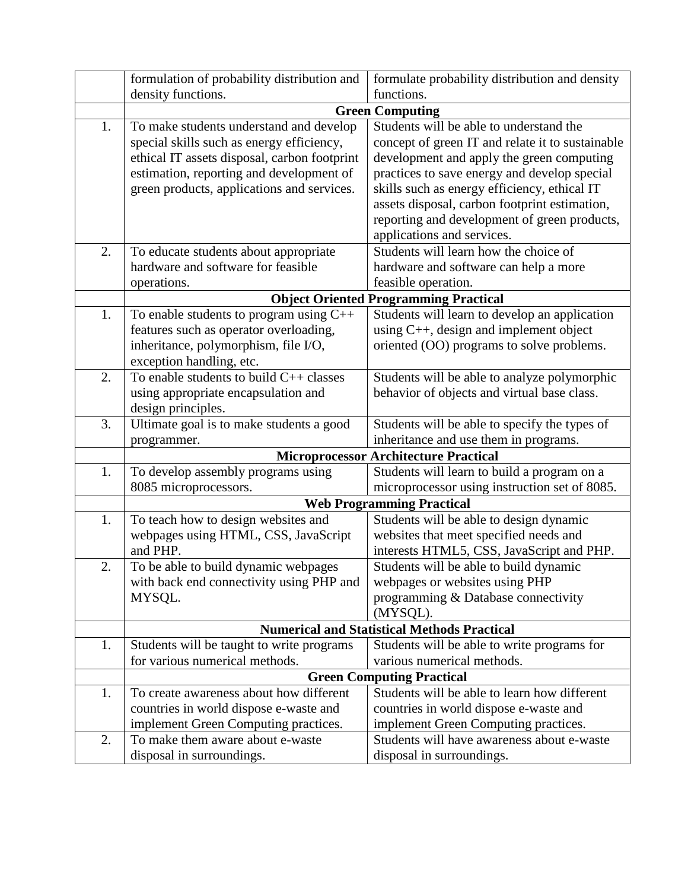| | | |
|---|---|---|
| | formulation of probability distribution and density functions. | formulate probability distribution and density functions. |
| | **Green Computing** | |
| 1. | To make students understand and develop special skills such as energy efficiency, ethical IT assets disposal, carbon footprint estimation, reporting and development of green products, applications and services. | Students will be able to understand the concept of green IT and relate it to sustainable development and apply the green computing practices to save energy and develop special skills such as energy efficiency, ethical IT assets disposal, carbon footprint estimation, reporting and development of green products, applications and services. |
| 2. | To educate students about appropriate hardware and software for feasible operations. | Students will learn how the choice of hardware and software can help a more feasible operation. |
| | **Object Oriented Programming Practical** | |
| 1. | To enable students to program using C++ features such as operator overloading, inheritance, polymorphism, file I/O, exception handling, etc. | Students will learn to develop an application using C++, design and implement object oriented (OO) programs to solve problems. |
| 2. | To enable students to build C++ classes using appropriate encapsulation and design principles. | Students will be able to analyze polymorphic behavior of objects and virtual base class. |
| 3. | Ultimate goal is to make students a good programmer. | Students will be able to specify the types of inheritance and use them in programs. |
| | **Microprocessor Architecture Practical** | |
| 1. | To develop assembly programs using 8085 microprocessors. | Students will learn to build a program on a microprocessor using instruction set of 8085. |
| | **Web Programming Practical** | |
| 1. | To teach how to design websites and webpages using HTML, CSS, JavaScript and PHP. | Students will be able to design dynamic websites that meet specified needs and interests HTML5, CSS, JavaScript and PHP. |
| 2. | To be able to build dynamic webpages with back end connectivity using PHP and MYSQL. | Students will be able to build dynamic webpages or websites using PHP programming & Database connectivity (MYSQL). |
| | **Numerical and Statistical Methods Practical** | |
| 1. | Students will be taught to write programs for various numerical methods. | Students will be able to write programs for various numerical methods. |
| | **Green Computing Practical** | |
| 1. | To create awareness about how different countries in world dispose e-waste and implement Green Computing practices. | Students will be able to learn how different countries in world dispose e-waste and implement Green Computing practices. |
| 2. | To make them aware about e-waste disposal in surroundings. | Students will have awareness about e-waste disposal in surroundings. |